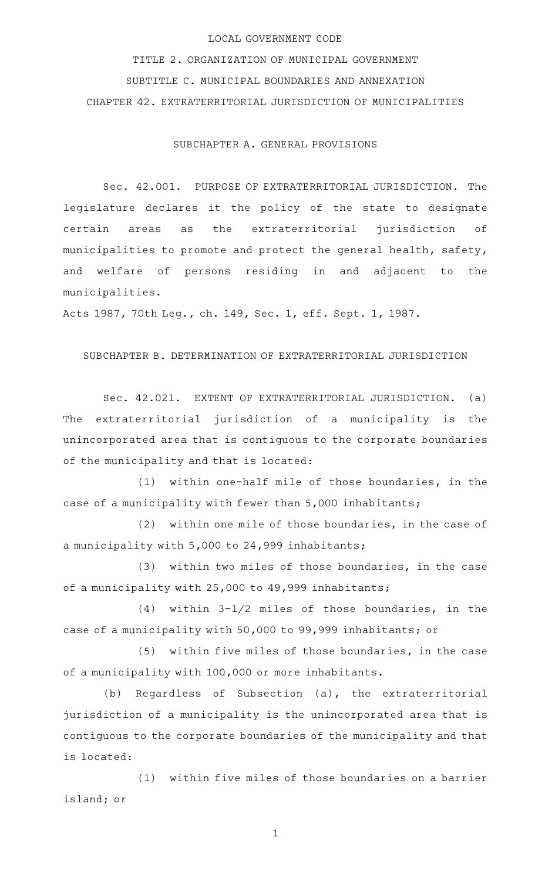LOCAL GOVERNMENT CODE

TITLE 2. ORGANIZATION OF MUNICIPAL GOVERNMENT

SUBTITLE C. MUNICIPAL BOUNDARIES AND ANNEXATION

CHAPTER 42. EXTRATERRITORIAL JURISDICTION OF MUNICIPALITIES

SUBCHAPTER A. GENERAL PROVISIONS

Sec. 42.001. PURPOSE OF EXTRATERRITORIAL JURISDICTION. The legislature declares it the policy of the state to designate certain areas as the extraterritorial jurisdiction of municipalities to promote and protect the general health, safety, and welfare of persons residing in and adjacent to the municipalities.

Acts 1987, 70th Leg., ch. 149, Sec. 1, eff. Sept. 1, 1987.

SUBCHAPTER B. DETERMINATION OF EXTRATERRITORIAL JURISDICTION

Sec. 42.021. EXTENT OF EXTRATERRITORIAL JURISDICTION. (a) The extraterritorial jurisdiction of a municipality is the unincorporated area that is contiguous to the corporate boundaries of the municipality and that is located:

(1) within one-half mile of those boundaries, in the case of a municipality with fewer than 5,000 inhabitants;

(2) within one mile of those boundaries, in the case of a municipality with 5,000 to 24,999 inhabitants;

(3) within two miles of those boundaries, in the case of a municipality with 25,000 to 49,999 inhabitants;

(4) within 3-1/2 miles of those boundaries, in the case of a municipality with 50,000 to 99,999 inhabitants; or

(5) within five miles of those boundaries, in the case of a municipality with 100,000 or more inhabitants.

(b) Regardless of Subsection (a), the extraterritorial jurisdiction of a municipality is the unincorporated area that is contiguous to the corporate boundaries of the municipality and that is located:

(1) within five miles of those boundaries on a barrier island; or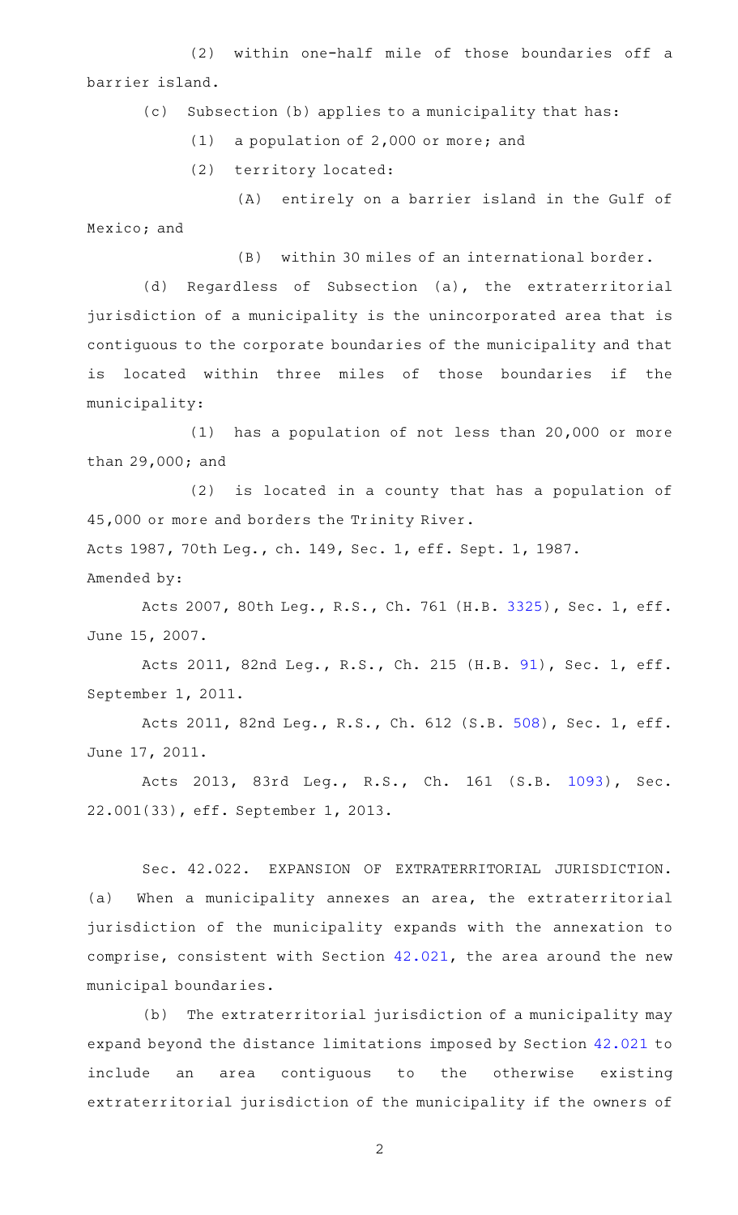(2) within one-half mile of those boundaries off a barrier island.

(c) Subsection (b) applies to a municipality that has:

(1) a population of 2,000 or more; and

(2) territory located:

(A) entirely on a barrier island in the Gulf of Mexico; and

(B) within 30 miles of an international border.

(d) Regardless of Subsection (a), the extraterritorial jurisdiction of a municipality is the unincorporated area that is contiguous to the corporate boundaries of the municipality and that is located within three miles of those boundaries if the municipality:

(1) has a population of not less than 20,000 or more than 29,000; and

(2) is located in a county that has a population of 45,000 or more and borders the Trinity River.

Acts 1987, 70th Leg., ch. 149, Sec. 1, eff. Sept. 1, 1987.

Amended by:

Acts 2007, 80th Leg., R.S., Ch. 761 (H.B. 3325), Sec. 1, eff. June 15, 2007.

Acts 2011, 82nd Leg., R.S., Ch. 215 (H.B. 91), Sec. 1, eff. September 1, 2011.

Acts 2011, 82nd Leg., R.S., Ch. 612 (S.B. 508), Sec. 1, eff. June 17, 2011.

Acts 2013, 83rd Leg., R.S., Ch. 161 (S.B. 1093), Sec. 22.001(33), eff. September 1, 2013.

Sec. 42.022. EXPANSION OF EXTRATERRITORIAL JURISDICTION. (a) When a municipality annexes an area, the extraterritorial jurisdiction of the municipality expands with the annexation to comprise, consistent with Section 42.021, the area around the new municipal boundaries.

(b) The extraterritorial jurisdiction of a municipality may expand beyond the distance limitations imposed by Section 42.021 to include an area contiguous to the otherwise existing extraterritorial jurisdiction of the municipality if the owners of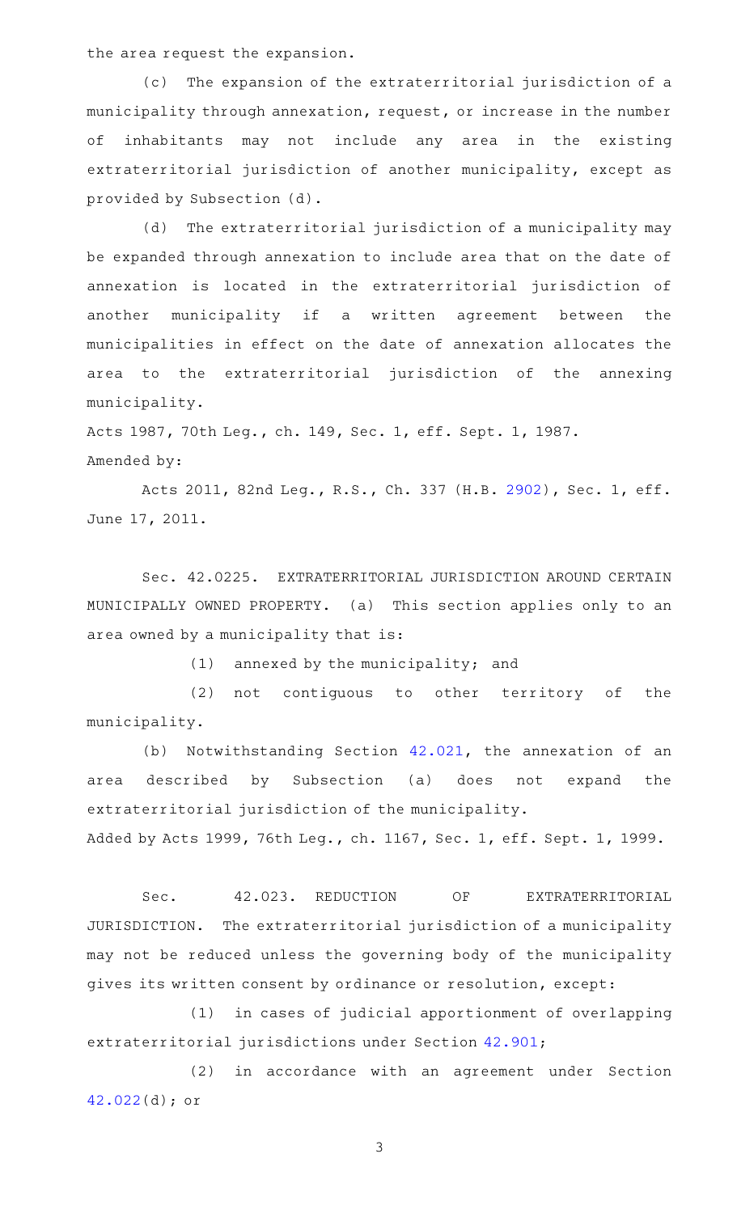the area request the expansion.

(c) The expansion of the extraterritorial jurisdiction of a municipality through annexation, request, or increase in the number of inhabitants may not include any area in the existing extraterritorial jurisdiction of another municipality, except as provided by Subsection (d).

(d) The extraterritorial jurisdiction of a municipality may be expanded through annexation to include area that on the date of annexation is located in the extraterritorial jurisdiction of another municipality if a written agreement between the municipalities in effect on the date of annexation allocates the area to the extraterritorial jurisdiction of the annexing municipality.

Acts 1987, 70th Leg., ch. 149, Sec. 1, eff. Sept. 1, 1987.

Amended by:

Acts 2011, 82nd Leg., R.S., Ch. 337 (H.B. 2902), Sec. 1, eff. June 17, 2011.

Sec. 42.0225. EXTRATERRITORIAL JURISDICTION AROUND CERTAIN MUNICIPALLY OWNED PROPERTY. (a) This section applies only to an area owned by a municipality that is:

(1) annexed by the municipality; and

(2) not contiguous to other territory of the municipality.

(b) Notwithstanding Section 42.021, the annexation of an area described by Subsection (a) does not expand the extraterritorial jurisdiction of the municipality.

Added by Acts 1999, 76th Leg., ch. 1167, Sec. 1, eff. Sept. 1, 1999.

Sec. 42.023. REDUCTION OF EXTRATERRITORIAL JURISDICTION. The extraterritorial jurisdiction of a municipality may not be reduced unless the governing body of the municipality gives its written consent by ordinance or resolution, except:

(1) in cases of judicial apportionment of overlapping extraterritorial jurisdictions under Section 42.901;

(2) in accordance with an agreement under Section 42.022(d); or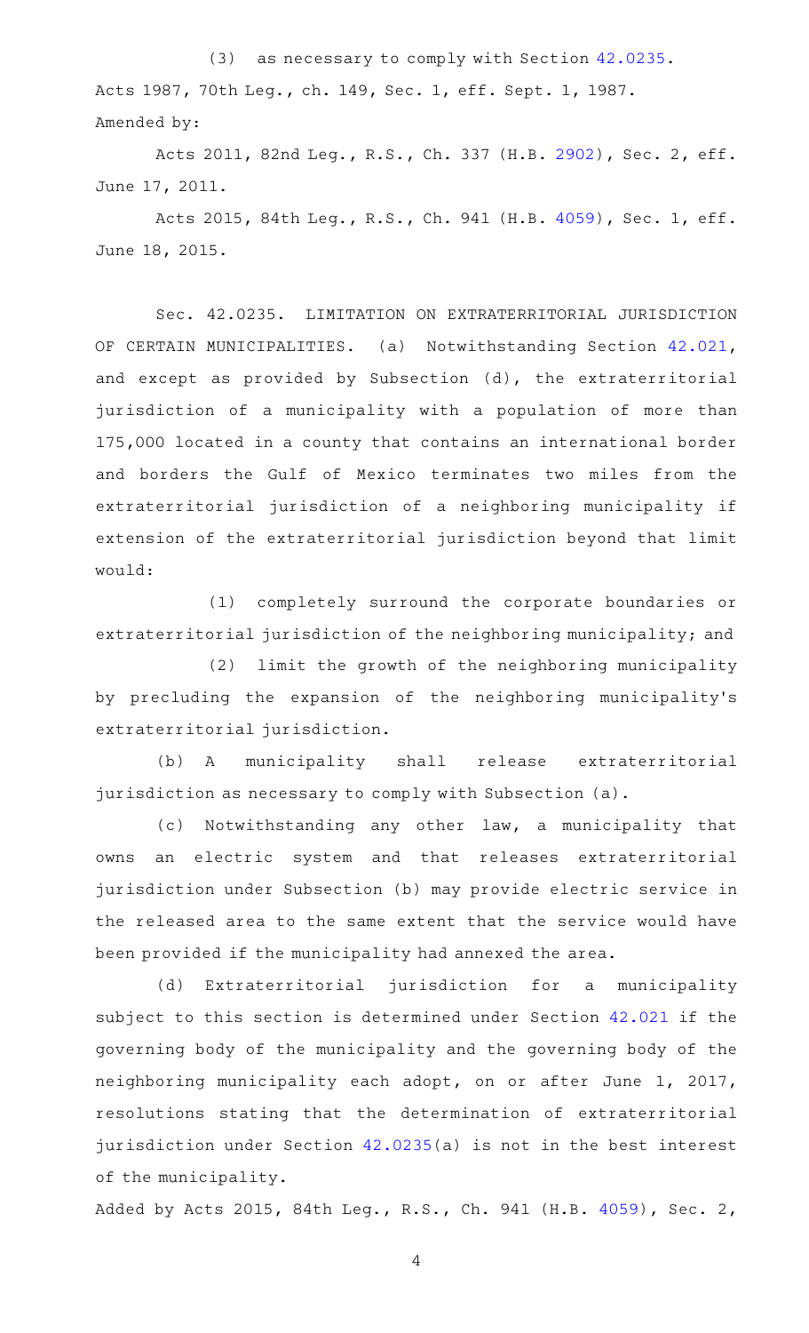(3) as necessary to comply with Section 42.0235.

Acts 1987, 70th Leg., ch. 149, Sec. 1, eff. Sept. 1, 1987.
Amended by:

Acts 2011, 82nd Leg., R.S., Ch. 337 (H.B. 2902), Sec. 2, eff. June 17, 2011.

Acts 2015, 84th Leg., R.S., Ch. 941 (H.B. 4059), Sec. 1, eff. June 18, 2015.

Sec. 42.0235. LIMITATION ON EXTRATERRITORIAL JURISDICTION OF CERTAIN MUNICIPALITIES. (a) Notwithstanding Section 42.021, and except as provided by Subsection (d), the extraterritorial jurisdiction of a municipality with a population of more than 175,000 located in a county that contains an international border and borders the Gulf of Mexico terminates two miles from the extraterritorial jurisdiction of a neighboring municipality if extension of the extraterritorial jurisdiction beyond that limit would:

(1) completely surround the corporate boundaries or extraterritorial jurisdiction of the neighboring municipality; and

(2) limit the growth of the neighboring municipality by precluding the expansion of the neighboring municipality's extraterritorial jurisdiction.

(b) A municipality shall release extraterritorial jurisdiction as necessary to comply with Subsection (a).

(c) Notwithstanding any other law, a municipality that owns an electric system and that releases extraterritorial jurisdiction under Subsection (b) may provide electric service in the released area to the same extent that the service would have been provided if the municipality had annexed the area.

(d) Extraterritorial jurisdiction for a municipality subject to this section is determined under Section 42.021 if the governing body of the municipality and the governing body of the neighboring municipality each adopt, on or after June 1, 2017, resolutions stating that the determination of extraterritorial jurisdiction under Section 42.0235(a) is not in the best interest of the municipality.

Added by Acts 2015, 84th Leg., R.S., Ch. 941 (H.B. 4059), Sec. 2,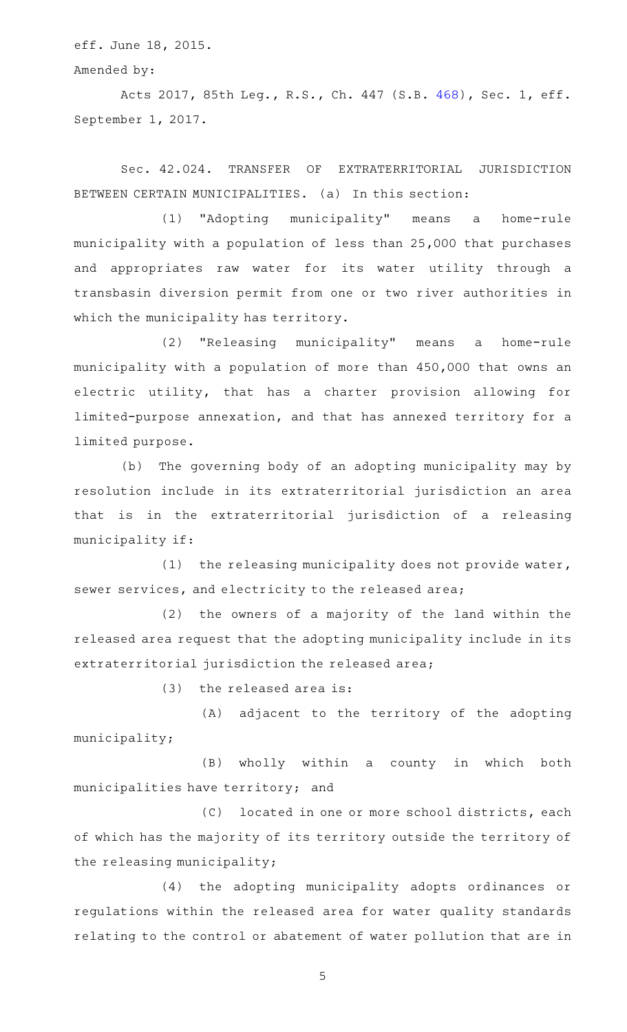eff. June 18, 2015.

Amended by:

Acts 2017, 85th Leg., R.S., Ch. 447 (S.B. 468), Sec. 1, eff. September 1, 2017.

Sec. 42.024. TRANSFER OF EXTRATERRITORIAL JURISDICTION BETWEEN CERTAIN MUNICIPALITIES. (a) In this section:

(1) "Adopting municipality" means a home-rule municipality with a population of less than 25,000 that purchases and appropriates raw water for its water utility through a transbasin diversion permit from one or two river authorities in which the municipality has territory.

(2) "Releasing municipality" means a home-rule municipality with a population of more than 450,000 that owns an electric utility, that has a charter provision allowing for limited-purpose annexation, and that has annexed territory for a limited purpose.

(b) The governing body of an adopting municipality may by resolution include in its extraterritorial jurisdiction an area that is in the extraterritorial jurisdiction of a releasing municipality if:

(1) the releasing municipality does not provide water, sewer services, and electricity to the released area;

(2) the owners of a majority of the land within the released area request that the adopting municipality include in its extraterritorial jurisdiction the released area;

(3) the released area is:

(A) adjacent to the territory of the adopting municipality;

(B) wholly within a county in which both municipalities have territory; and

(C) located in one or more school districts, each of which has the majority of its territory outside the territory of the releasing municipality;

(4) the adopting municipality adopts ordinances or regulations within the released area for water quality standards relating to the control or abatement of water pollution that are in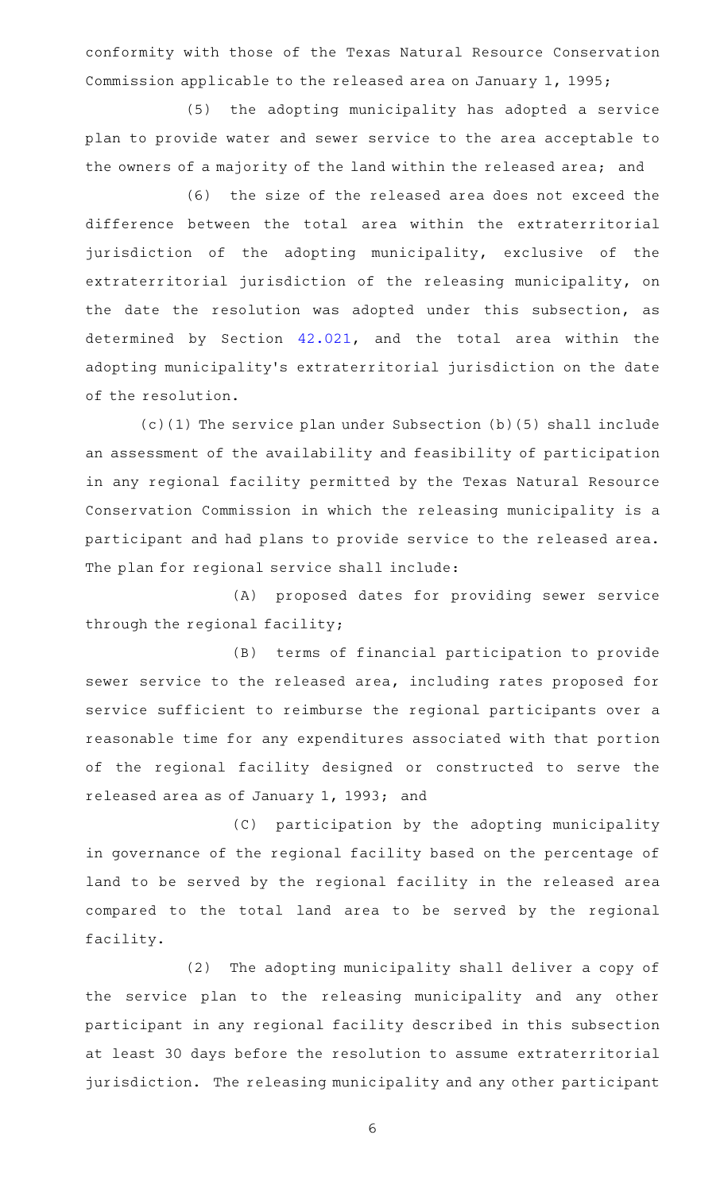conformity with those of the Texas Natural Resource Conservation Commission applicable to the released area on January 1, 1995;

(5) the adopting municipality has adopted a service plan to provide water and sewer service to the area acceptable to the owners of a majority of the land within the released area; and

(6) the size of the released area does not exceed the difference between the total area within the extraterritorial jurisdiction of the adopting municipality, exclusive of the extraterritorial jurisdiction of the releasing municipality, on the date the resolution was adopted under this subsection, as determined by Section 42.021, and the total area within the adopting municipality's extraterritorial jurisdiction on the date of the resolution.

(c)(1) The service plan under Subsection (b)(5) shall include an assessment of the availability and feasibility of participation in any regional facility permitted by the Texas Natural Resource Conservation Commission in which the releasing municipality is a participant and had plans to provide service to the released area. The plan for regional service shall include:

(A) proposed dates for providing sewer service through the regional facility;

(B) terms of financial participation to provide sewer service to the released area, including rates proposed for service sufficient to reimburse the regional participants over a reasonable time for any expenditures associated with that portion of the regional facility designed or constructed to serve the released area as of January 1, 1993; and

(C) participation by the adopting municipality in governance of the regional facility based on the percentage of land to be served by the regional facility in the released area compared to the total land area to be served by the regional facility.

(2) The adopting municipality shall deliver a copy of the service plan to the releasing municipality and any other participant in any regional facility described in this subsection at least 30 days before the resolution to assume extraterritorial jurisdiction. The releasing municipality and any other participant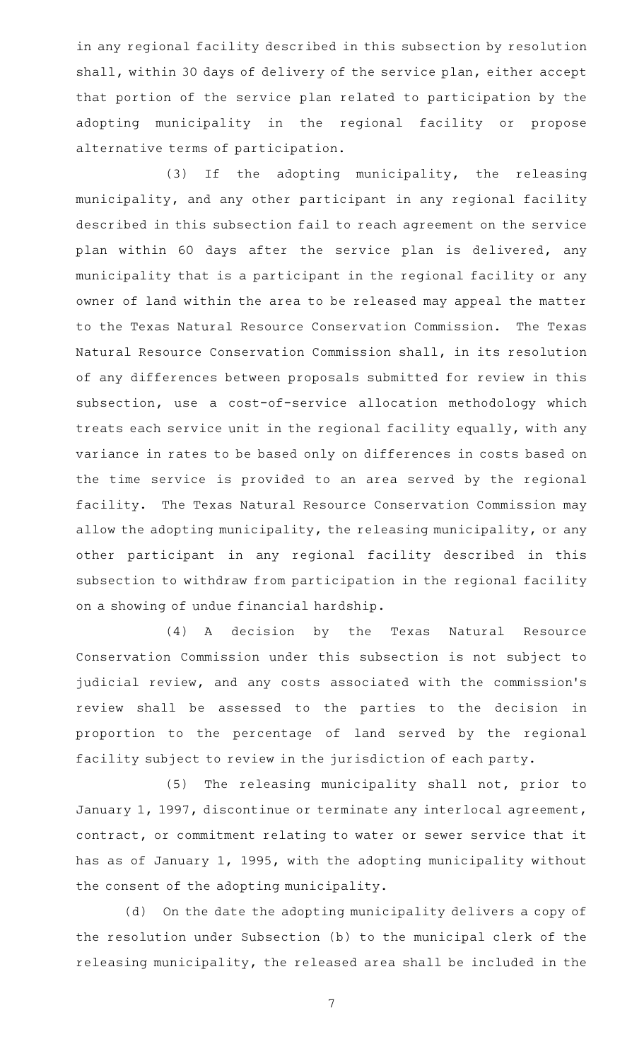in any regional facility described in this subsection by resolution shall, within 30 days of delivery of the service plan, either accept that portion of the service plan related to participation by the adopting municipality in the regional facility or propose alternative terms of participation.

(3) If the adopting municipality, the releasing municipality, and any other participant in any regional facility described in this subsection fail to reach agreement on the service plan within 60 days after the service plan is delivered, any municipality that is a participant in the regional facility or any owner of land within the area to be released may appeal the matter to the Texas Natural Resource Conservation Commission. The Texas Natural Resource Conservation Commission shall, in its resolution of any differences between proposals submitted for review in this subsection, use a cost-of-service allocation methodology which treats each service unit in the regional facility equally, with any variance in rates to be based only on differences in costs based on the time service is provided to an area served by the regional facility. The Texas Natural Resource Conservation Commission may allow the adopting municipality, the releasing municipality, or any other participant in any regional facility described in this subsection to withdraw from participation in the regional facility on a showing of undue financial hardship.

(4) A decision by the Texas Natural Resource Conservation Commission under this subsection is not subject to judicial review, and any costs associated with the commission's review shall be assessed to the parties to the decision in proportion to the percentage of land served by the regional facility subject to review in the jurisdiction of each party.

(5) The releasing municipality shall not, prior to January 1, 1997, discontinue or terminate any interlocal agreement, contract, or commitment relating to water or sewer service that it has as of January 1, 1995, with the adopting municipality without the consent of the adopting municipality.

(d) On the date the adopting municipality delivers a copy of the resolution under Subsection (b) to the municipal clerk of the releasing municipality, the released area shall be included in the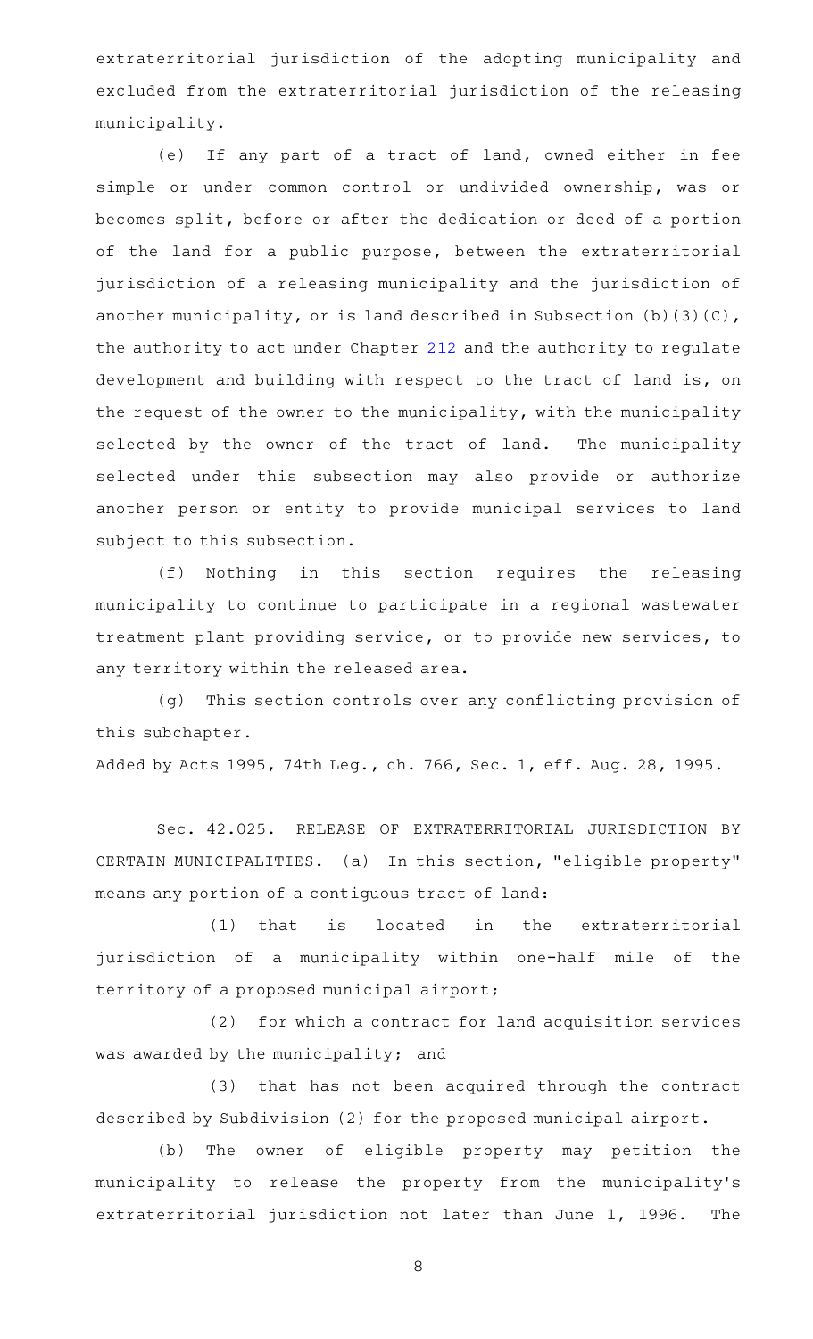extraterritorial jurisdiction of the adopting municipality and excluded from the extraterritorial jurisdiction of the releasing municipality.

(e) If any part of a tract of land, owned either in fee simple or under common control or undivided ownership, was or becomes split, before or after the dedication or deed of a portion of the land for a public purpose, between the extraterritorial jurisdiction of a releasing municipality and the jurisdiction of another municipality, or is land described in Subsection (b)(3)(C), the authority to act under Chapter 212 and the authority to regulate development and building with respect to the tract of land is, on the request of the owner to the municipality, with the municipality selected by the owner of the tract of land. The municipality selected under this subsection may also provide or authorize another person or entity to provide municipal services to land subject to this subsection.

(f) Nothing in this section requires the releasing municipality to continue to participate in a regional wastewater treatment plant providing service, or to provide new services, to any territory within the released area.

(g) This section controls over any conflicting provision of this subchapter.

Added by Acts 1995, 74th Leg., ch. 766, Sec. 1, eff. Aug. 28, 1995.

Sec. 42.025. RELEASE OF EXTRATERRITORIAL JURISDICTION BY CERTAIN MUNICIPALITIES. (a) In this section, "eligible property" means any portion of a contiguous tract of land:

(1) that is located in the extraterritorial jurisdiction of a municipality within one-half mile of the territory of a proposed municipal airport;

(2) for which a contract for land acquisition services was awarded by the municipality; and

(3) that has not been acquired through the contract described by Subdivision (2) for the proposed municipal airport.

(b) The owner of eligible property may petition the municipality to release the property from the municipality's extraterritorial jurisdiction not later than June 1, 1996. The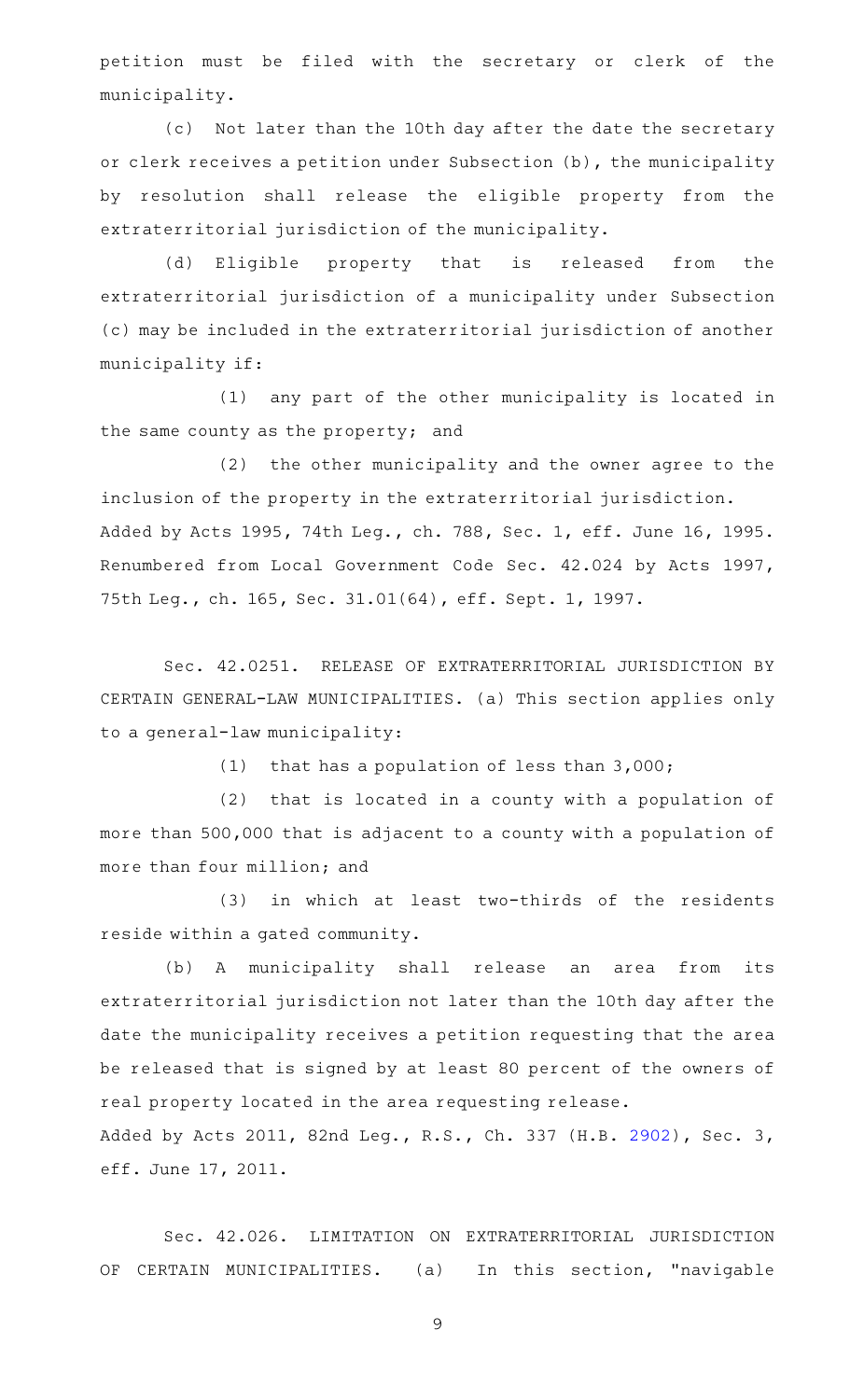petition must be filed with the secretary or clerk of the municipality.

(c) Not later than the 10th day after the date the secretary or clerk receives a petition under Subsection (b), the municipality by resolution shall release the eligible property from the extraterritorial jurisdiction of the municipality.

(d) Eligible property that is released from the extraterritorial jurisdiction of a municipality under Subsection (c) may be included in the extraterritorial jurisdiction of another municipality if:

(1) any part of the other municipality is located in the same county as the property; and

(2) the other municipality and the owner agree to the inclusion of the property in the extraterritorial jurisdiction.

Added by Acts 1995, 74th Leg., ch. 788, Sec. 1, eff. June 16, 1995. Renumbered from Local Government Code Sec. 42.024 by Acts 1997, 75th Leg., ch. 165, Sec. 31.01(64), eff. Sept. 1, 1997.

Sec. 42.0251. RELEASE OF EXTRATERRITORIAL JURISDICTION BY CERTAIN GENERAL-LAW MUNICIPALITIES. (a) This section applies only to a general-law municipality:

(1) that has a population of less than 3,000;

(2) that is located in a county with a population of more than 500,000 that is adjacent to a county with a population of more than four million; and

(3) in which at least two-thirds of the residents reside within a gated community.

(b) A municipality shall release an area from its extraterritorial jurisdiction not later than the 10th day after the date the municipality receives a petition requesting that the area be released that is signed by at least 80 percent of the owners of real property located in the area requesting release.

Added by Acts 2011, 82nd Leg., R.S., Ch. 337 (H.B. 2902), Sec. 3, eff. June 17, 2011.

Sec. 42.026. LIMITATION ON EXTRATERRITORIAL JURISDICTION OF CERTAIN MUNICIPALITIES. (a) In this section, "navigable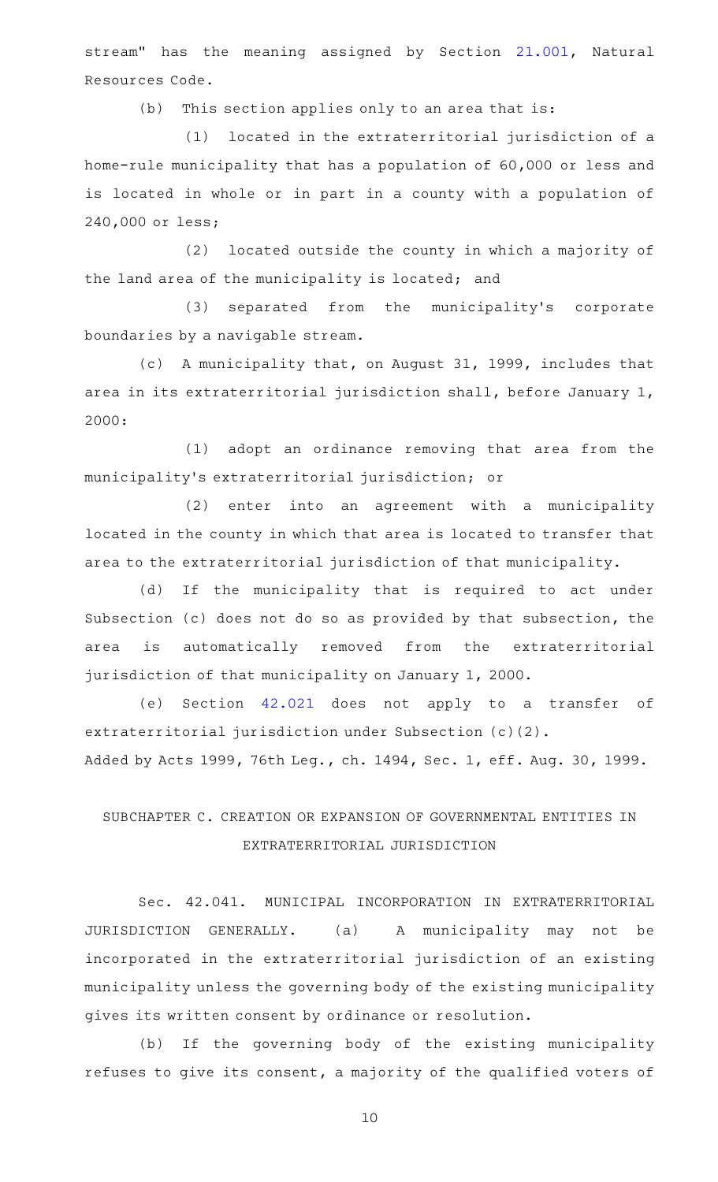stream" has the meaning assigned by Section 21.001, Natural Resources Code.

(b) This section applies only to an area that is:

(1) located in the extraterritorial jurisdiction of a home-rule municipality that has a population of 60,000 or less and is located in whole or in part in a county with a population of 240,000 or less;

(2) located outside the county in which a majority of the land area of the municipality is located; and

(3) separated from the municipality's corporate boundaries by a navigable stream.

(c) A municipality that, on August 31, 1999, includes that area in its extraterritorial jurisdiction shall, before January 1, 2000:

(1) adopt an ordinance removing that area from the municipality's extraterritorial jurisdiction; or

(2) enter into an agreement with a municipality located in the county in which that area is located to transfer that area to the extraterritorial jurisdiction of that municipality.

(d) If the municipality that is required to act under Subsection (c) does not do so as provided by that subsection, the area is automatically removed from the extraterritorial jurisdiction of that municipality on January 1, 2000.

(e) Section 42.021 does not apply to a transfer of extraterritorial jurisdiction under Subsection (c)(2).

Added by Acts 1999, 76th Leg., ch. 1494, Sec. 1, eff. Aug. 30, 1999.

## SUBCHAPTER C. CREATION OR EXPANSION OF GOVERNMENTAL ENTITIES IN EXTRATERRITORIAL JURISDICTION

Sec. 42.041. MUNICIPAL INCORPORATION IN EXTRATERRITORIAL JURISDICTION GENERALLY. (a) A municipality may not be incorporated in the extraterritorial jurisdiction of an existing municipality unless the governing body of the existing municipality gives its written consent by ordinance or resolution.

(b) If the governing body of the existing municipality refuses to give its consent, a majority of the qualified voters of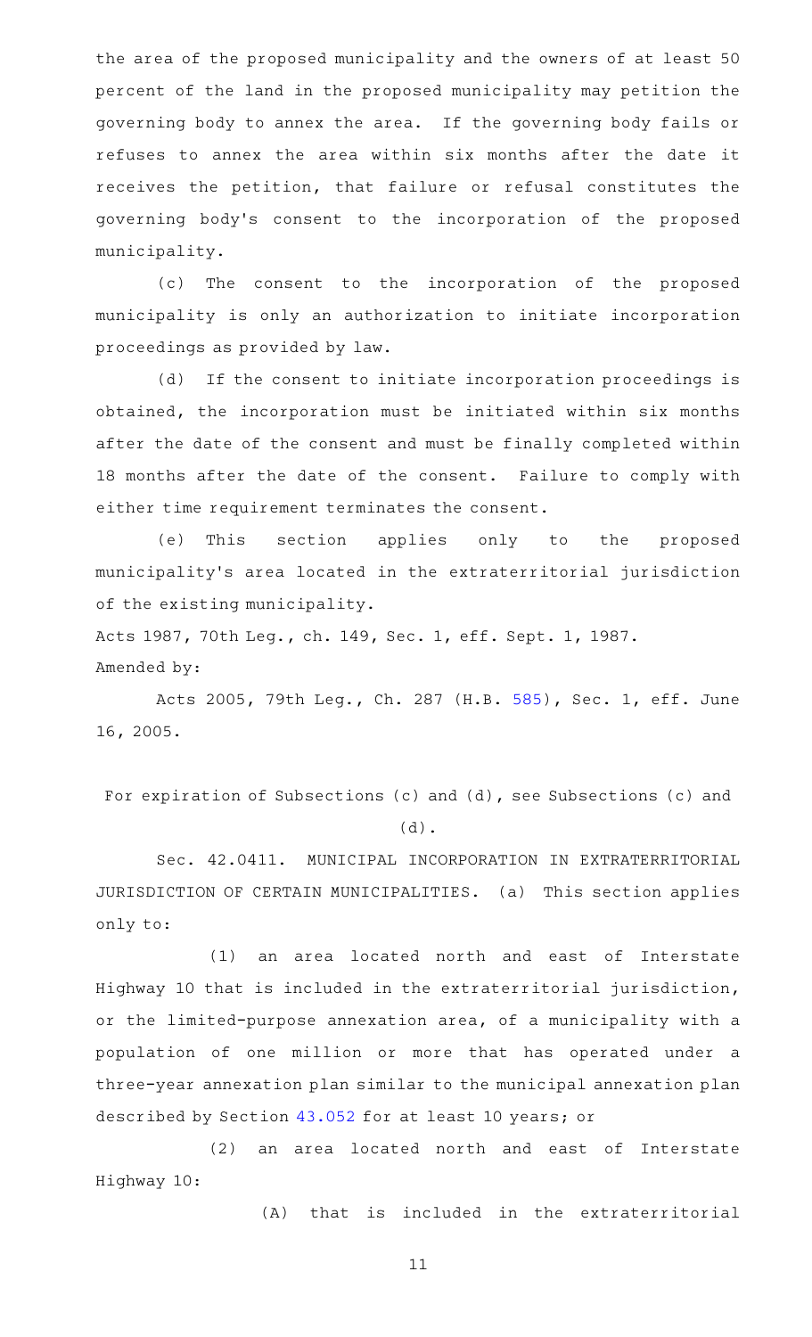the area of the proposed municipality and the owners of at least 50 percent of the land in the proposed municipality may petition the governing body to annex the area. If the governing body fails or refuses to annex the area within six months after the date it receives the petition, that failure or refusal constitutes the governing body's consent to the incorporation of the proposed municipality.

(c) The consent to the incorporation of the proposed municipality is only an authorization to initiate incorporation proceedings as provided by law.

(d) If the consent to initiate incorporation proceedings is obtained, the incorporation must be initiated within six months after the date of the consent and must be finally completed within 18 months after the date of the consent. Failure to comply with either time requirement terminates the consent.

(e) This section applies only to the proposed municipality's area located in the extraterritorial jurisdiction of the existing municipality.

Acts 1987, 70th Leg., ch. 149, Sec. 1, eff. Sept. 1, 1987.
Amended by:

Acts 2005, 79th Leg., Ch. 287 (H.B. 585), Sec. 1, eff. June 16, 2005.

For expiration of Subsections (c) and (d), see Subsections (c) and (d).

Sec. 42.0411. MUNICIPAL INCORPORATION IN EXTRATERRITORIAL JURISDICTION OF CERTAIN MUNICIPALITIES. (a) This section applies only to:

(1) an area located north and east of Interstate Highway 10 that is included in the extraterritorial jurisdiction, or the limited-purpose annexation area, of a municipality with a population of one million or more that has operated under a three-year annexation plan similar to the municipal annexation plan described by Section 43.052 for at least 10 years; or

(2) an area located north and east of Interstate Highway 10:

(A) that is included in the extraterritorial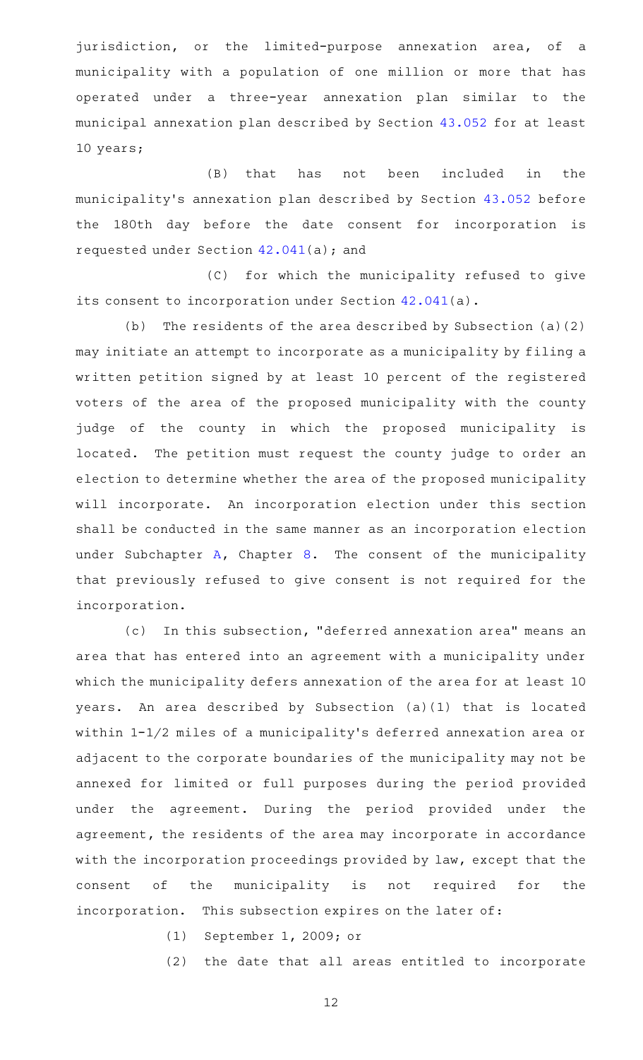jurisdiction, or the limited-purpose annexation area, of a municipality with a population of one million or more that has operated under a three-year annexation plan similar to the municipal annexation plan described by Section 43.052 for at least 10 years;

(B) that has not been included in the municipality's annexation plan described by Section 43.052 before the 180th day before the date consent for incorporation is requested under Section 42.041(a); and

(C) for which the municipality refused to give its consent to incorporation under Section 42.041(a).

(b) The residents of the area described by Subsection (a)(2) may initiate an attempt to incorporate as a municipality by filing a written petition signed by at least 10 percent of the registered voters of the area of the proposed municipality with the county judge of the county in which the proposed municipality is located. The petition must request the county judge to order an election to determine whether the area of the proposed municipality will incorporate. An incorporation election under this section shall be conducted in the same manner as an incorporation election under Subchapter A, Chapter 8. The consent of the municipality that previously refused to give consent is not required for the incorporation.

(c) In this subsection, "deferred annexation area" means an area that has entered into an agreement with a municipality under which the municipality defers annexation of the area for at least 10 years. An area described by Subsection (a)(1) that is located within 1-1/2 miles of a municipality's deferred annexation area or adjacent to the corporate boundaries of the municipality may not be annexed for limited or full purposes during the period provided under the agreement. During the period provided under the agreement, the residents of the area may incorporate in accordance with the incorporation proceedings provided by law, except that the consent of the municipality is not required for the incorporation. This subsection expires on the later of:

(1) September 1, 2009; or

(2) the date that all areas entitled to incorporate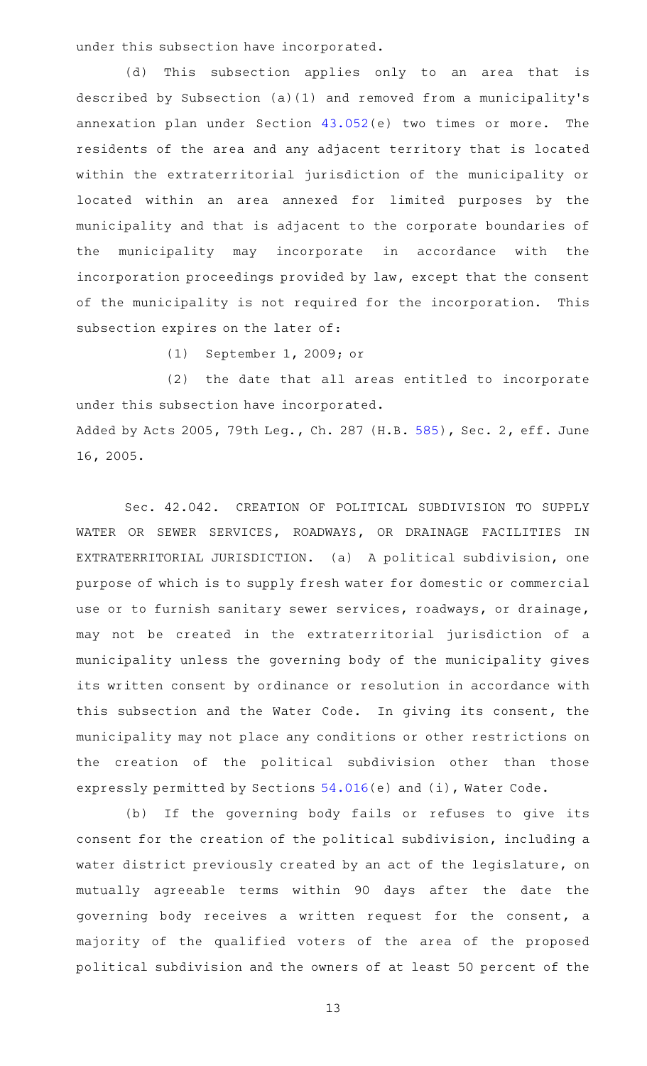under this subsection have incorporated.

(d) This subsection applies only to an area that is described by Subsection (a)(1) and removed from a municipality's annexation plan under Section 43.052(e) two times or more. The residents of the area and any adjacent territory that is located within the extraterritorial jurisdiction of the municipality or located within an area annexed for limited purposes by the municipality and that is adjacent to the corporate boundaries of the municipality may incorporate in accordance with the incorporation proceedings provided by law, except that the consent of the municipality is not required for the incorporation. This subsection expires on the later of:

(1) September 1, 2009; or

(2) the date that all areas entitled to incorporate under this subsection have incorporated.

Added by Acts 2005, 79th Leg., Ch. 287 (H.B. 585), Sec. 2, eff. June 16, 2005.

Sec. 42.042. CREATION OF POLITICAL SUBDIVISION TO SUPPLY WATER OR SEWER SERVICES, ROADWAYS, OR DRAINAGE FACILITIES IN EXTRATERRITORIAL JURISDICTION. (a) A political subdivision, one purpose of which is to supply fresh water for domestic or commercial use or to furnish sanitary sewer services, roadways, or drainage, may not be created in the extraterritorial jurisdiction of a municipality unless the governing body of the municipality gives its written consent by ordinance or resolution in accordance with this subsection and the Water Code. In giving its consent, the municipality may not place any conditions or other restrictions on the creation of the political subdivision other than those expressly permitted by Sections 54.016(e) and (i), Water Code.

(b) If the governing body fails or refuses to give its consent for the creation of the political subdivision, including a water district previously created by an act of the legislature, on mutually agreeable terms within 90 days after the date the governing body receives a written request for the consent, a majority of the qualified voters of the area of the proposed political subdivision and the owners of at least 50 percent of the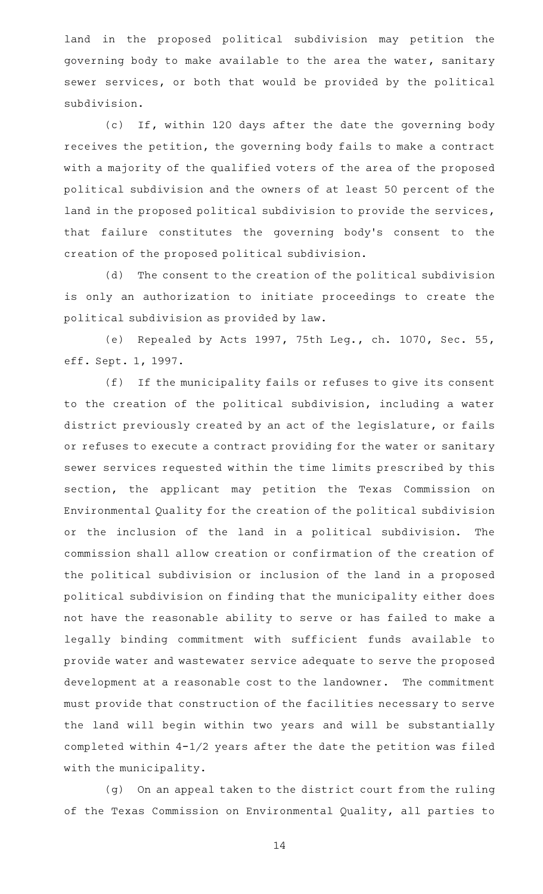land in the proposed political subdivision may petition the governing body to make available to the area the water, sanitary sewer services, or both that would be provided by the political subdivision.

(c) If, within 120 days after the date the governing body receives the petition, the governing body fails to make a contract with a majority of the qualified voters of the area of the proposed political subdivision and the owners of at least 50 percent of the land in the proposed political subdivision to provide the services, that failure constitutes the governing body's consent to the creation of the proposed political subdivision.

(d) The consent to the creation of the political subdivision is only an authorization to initiate proceedings to create the political subdivision as provided by law.

(e) Repealed by Acts 1997, 75th Leg., ch. 1070, Sec. 55, eff. Sept. 1, 1997.

(f) If the municipality fails or refuses to give its consent to the creation of the political subdivision, including a water district previously created by an act of the legislature, or fails or refuses to execute a contract providing for the water or sanitary sewer services requested within the time limits prescribed by this section, the applicant may petition the Texas Commission on Environmental Quality for the creation of the political subdivision or the inclusion of the land in a political subdivision. The commission shall allow creation or confirmation of the creation of the political subdivision or inclusion of the land in a proposed political subdivision on finding that the municipality either does not have the reasonable ability to serve or has failed to make a legally binding commitment with sufficient funds available to provide water and wastewater service adequate to serve the proposed development at a reasonable cost to the landowner. The commitment must provide that construction of the facilities necessary to serve the land will begin within two years and will be substantially completed within 4-1/2 years after the date the petition was filed with the municipality.

(g) On an appeal taken to the district court from the ruling of the Texas Commission on Environmental Quality, all parties to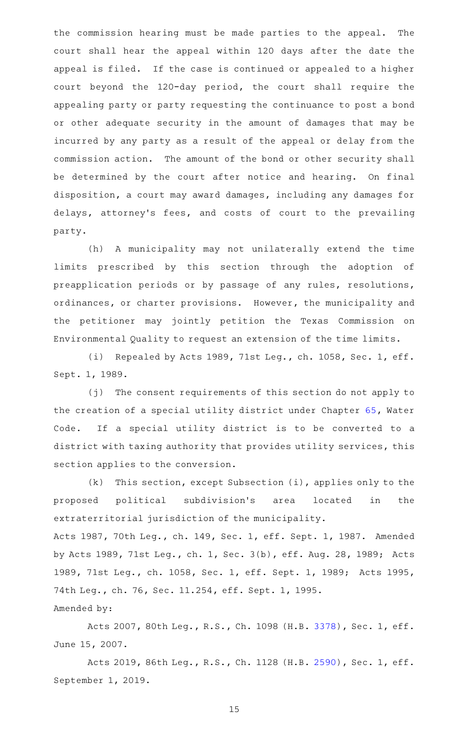the commission hearing must be made parties to the appeal. The court shall hear the appeal within 120 days after the date the appeal is filed. If the case is continued or appealed to a higher court beyond the 120-day period, the court shall require the appealing party or party requesting the continuance to post a bond or other adequate security in the amount of damages that may be incurred by any party as a result of the appeal or delay from the commission action. The amount of the bond or other security shall be determined by the court after notice and hearing. On final disposition, a court may award damages, including any damages for delays, attorney's fees, and costs of court to the prevailing party.

(h) A municipality may not unilaterally extend the time limits prescribed by this section through the adoption of preapplication periods or by passage of any rules, resolutions, ordinances, or charter provisions. However, the municipality and the petitioner may jointly petition the Texas Commission on Environmental Quality to request an extension of the time limits.

(i) Repealed by Acts 1989, 71st Leg., ch. 1058, Sec. 1, eff. Sept. 1, 1989.

(j) The consent requirements of this section do not apply to the creation of a special utility district under Chapter 65, Water Code. If a special utility district is to be converted to a district with taxing authority that provides utility services, this section applies to the conversion.

(k) This section, except Subsection (i), applies only to the proposed political subdivision's area located in the extraterritorial jurisdiction of the municipality.

Acts 1987, 70th Leg., ch. 149, Sec. 1, eff. Sept. 1, 1987. Amended by Acts 1989, 71st Leg., ch. 1, Sec. 3(b), eff. Aug. 28, 1989; Acts 1989, 71st Leg., ch. 1058, Sec. 1, eff. Sept. 1, 1989; Acts 1995, 74th Leg., ch. 76, Sec. 11.254, eff. Sept. 1, 1995.

Amended by:

Acts 2007, 80th Leg., R.S., Ch. 1098 (H.B. 3378), Sec. 1, eff. June 15, 2007.

Acts 2019, 86th Leg., R.S., Ch. 1128 (H.B. 2590), Sec. 1, eff. September 1, 2019.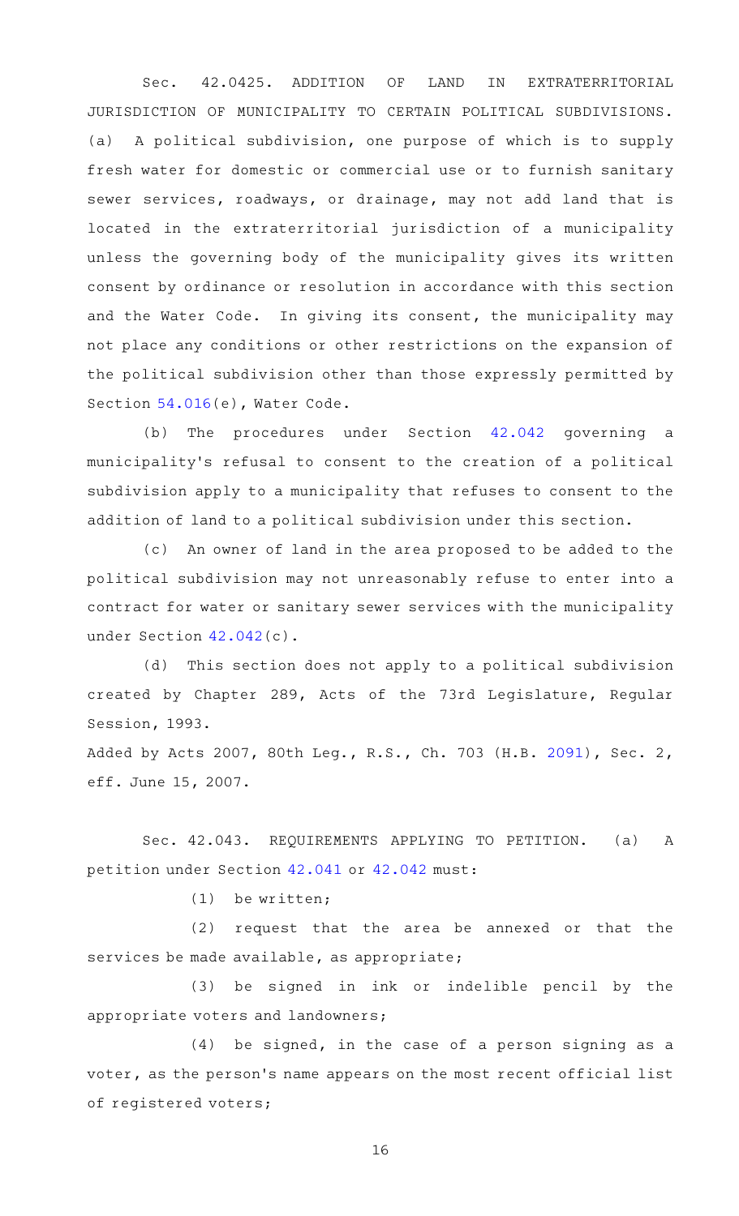Sec. 42.0425. ADDITION OF LAND IN EXTRATERRITORIAL JURISDICTION OF MUNICIPALITY TO CERTAIN POLITICAL SUBDIVISIONS. (a) A political subdivision, one purpose of which is to supply fresh water for domestic or commercial use or to furnish sanitary sewer services, roadways, or drainage, may not add land that is located in the extraterritorial jurisdiction of a municipality unless the governing body of the municipality gives its written consent by ordinance or resolution in accordance with this section and the Water Code. In giving its consent, the municipality may not place any conditions or other restrictions on the expansion of the political subdivision other than those expressly permitted by Section 54.016(e), Water Code.

(b) The procedures under Section 42.042 governing a municipality's refusal to consent to the creation of a political subdivision apply to a municipality that refuses to consent to the addition of land to a political subdivision under this section.

(c) An owner of land in the area proposed to be added to the political subdivision may not unreasonably refuse to enter into a contract for water or sanitary sewer services with the municipality under Section 42.042(c).

(d) This section does not apply to a political subdivision created by Chapter 289, Acts of the 73rd Legislature, Regular Session, 1993.

Added by Acts 2007, 80th Leg., R.S., Ch. 703 (H.B. 2091), Sec. 2, eff. June 15, 2007.

Sec. 42.043. REQUIREMENTS APPLYING TO PETITION. (a) A petition under Section 42.041 or 42.042 must:

(1) be written;

(2) request that the area be annexed or that the services be made available, as appropriate;

(3) be signed in ink or indelible pencil by the appropriate voters and landowners;

(4) be signed, in the case of a person signing as a voter, as the person's name appears on the most recent official list of registered voters;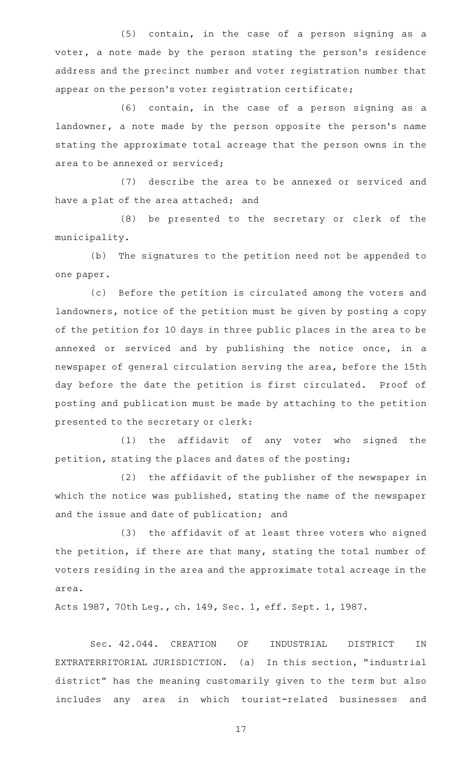(5) contain, in the case of a person signing as a voter, a note made by the person stating the person's residence address and the precinct number and voter registration number that appear on the person's voter registration certificate;

(6) contain, in the case of a person signing as a landowner, a note made by the person opposite the person's name stating the approximate total acreage that the person owns in the area to be annexed or serviced;

(7) describe the area to be annexed or serviced and have a plat of the area attached; and

(8) be presented to the secretary or clerk of the municipality.

(b) The signatures to the petition need not be appended to one paper.

(c) Before the petition is circulated among the voters and landowners, notice of the petition must be given by posting a copy of the petition for 10 days in three public places in the area to be annexed or serviced and by publishing the notice once, in a newspaper of general circulation serving the area, before the 15th day before the date the petition is first circulated. Proof of posting and publication must be made by attaching to the petition presented to the secretary or clerk:

(1) the affidavit of any voter who signed the petition, stating the places and dates of the posting;

(2) the affidavit of the publisher of the newspaper in which the notice was published, stating the name of the newspaper and the issue and date of publication; and

(3) the affidavit of at least three voters who signed the petition, if there are that many, stating the total number of voters residing in the area and the approximate total acreage in the area.

Acts 1987, 70th Leg., ch. 149, Sec. 1, eff. Sept. 1, 1987.

Sec. 42.044. CREATION OF INDUSTRIAL DISTRICT IN EXTRATERRITORIAL JURISDICTION. (a) In this section, "industrial district" has the meaning customarily given to the term but also includes any area in which tourist-related businesses and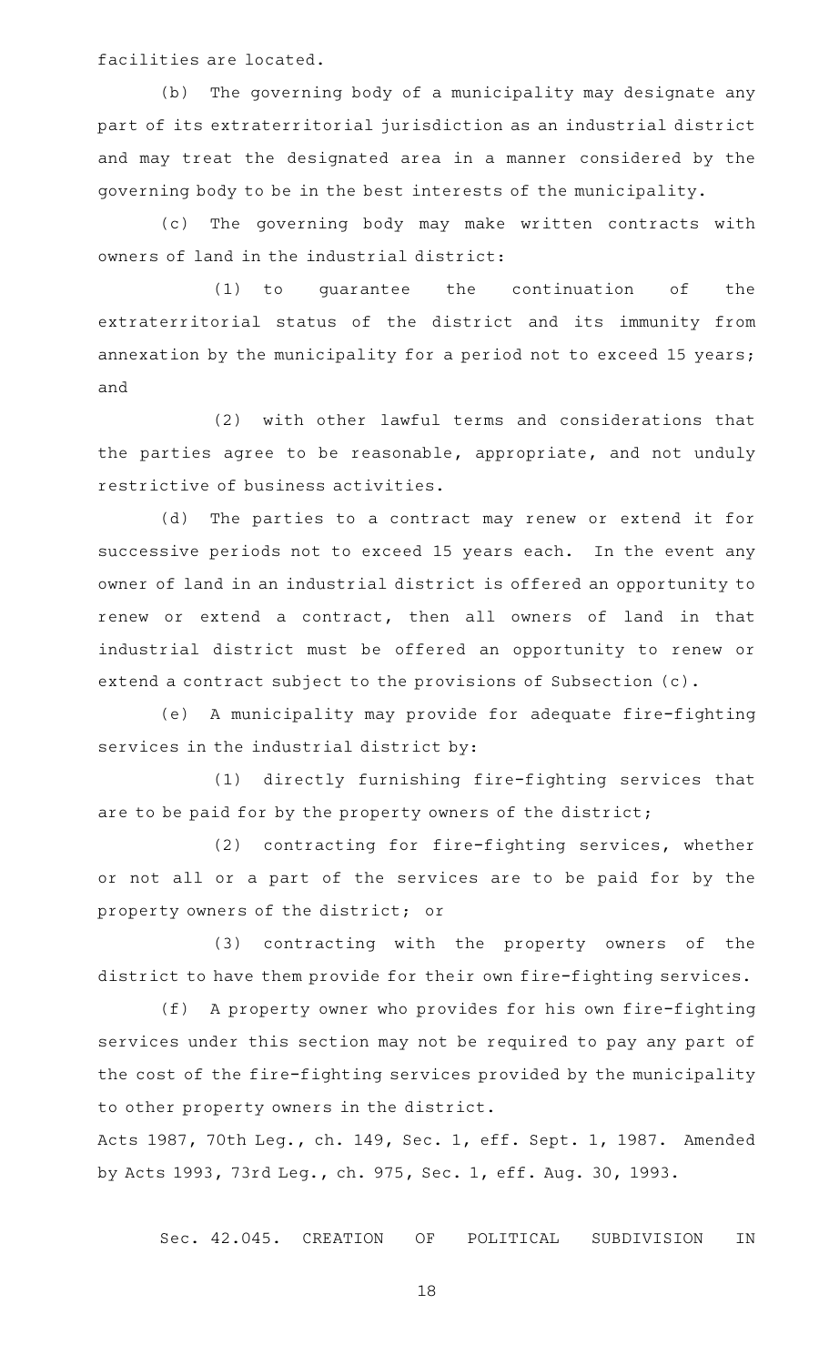facilities are located.

(b) The governing body of a municipality may designate any part of its extraterritorial jurisdiction as an industrial district and may treat the designated area in a manner considered by the governing body to be in the best interests of the municipality.

(c) The governing body may make written contracts with owners of land in the industrial district:

(1) to guarantee the continuation of the extraterritorial status of the district and its immunity from annexation by the municipality for a period not to exceed 15 years; and

(2) with other lawful terms and considerations that the parties agree to be reasonable, appropriate, and not unduly restrictive of business activities.

(d) The parties to a contract may renew or extend it for successive periods not to exceed 15 years each. In the event any owner of land in an industrial district is offered an opportunity to renew or extend a contract, then all owners of land in that industrial district must be offered an opportunity to renew or extend a contract subject to the provisions of Subsection (c).

(e) A municipality may provide for adequate fire-fighting services in the industrial district by:

(1) directly furnishing fire-fighting services that are to be paid for by the property owners of the district;

(2) contracting for fire-fighting services, whether or not all or a part of the services are to be paid for by the property owners of the district; or

(3) contracting with the property owners of the district to have them provide for their own fire-fighting services.

(f) A property owner who provides for his own fire-fighting services under this section may not be required to pay any part of the cost of the fire-fighting services provided by the municipality to other property owners in the district.

Acts 1987, 70th Leg., ch. 149, Sec. 1, eff. Sept. 1, 1987. Amended by Acts 1993, 73rd Leg., ch. 975, Sec. 1, eff. Aug. 30, 1993.

Sec. 42.045. CREATION OF POLITICAL SUBDIVISION IN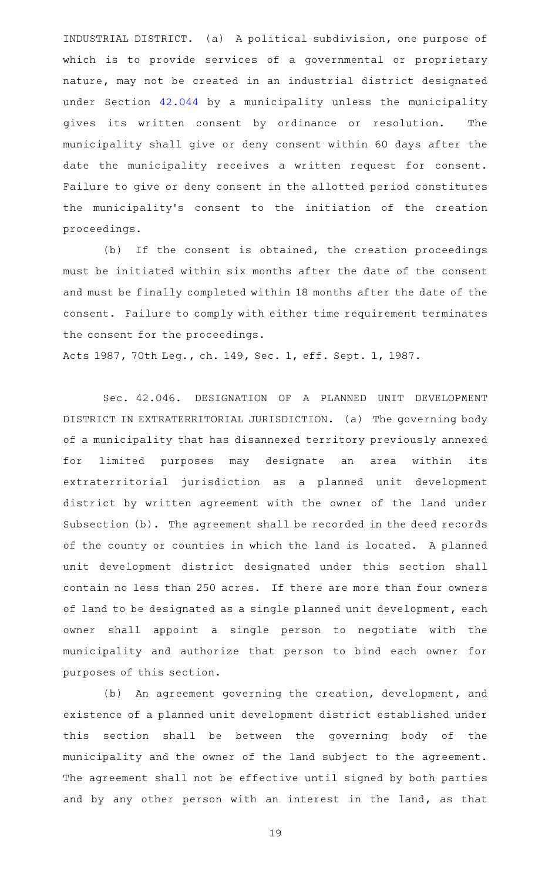INDUSTRIAL DISTRICT. (a) A political subdivision, one purpose of which is to provide services of a governmental or proprietary nature, may not be created in an industrial district designated under Section 42.044 by a municipality unless the municipality gives its written consent by ordinance or resolution. The municipality shall give or deny consent within 60 days after the date the municipality receives a written request for consent. Failure to give or deny consent in the allotted period constitutes the municipality's consent to the initiation of the creation proceedings.

(b) If the consent is obtained, the creation proceedings must be initiated within six months after the date of the consent and must be finally completed within 18 months after the date of the consent. Failure to comply with either time requirement terminates the consent for the proceedings.

Acts 1987, 70th Leg., ch. 149, Sec. 1, eff. Sept. 1, 1987.

Sec. 42.046. DESIGNATION OF A PLANNED UNIT DEVELOPMENT DISTRICT IN EXTRATERRITORIAL JURISDICTION. (a) The governing body of a municipality that has disannexed territory previously annexed for limited purposes may designate an area within its extraterritorial jurisdiction as a planned unit development district by written agreement with the owner of the land under Subsection (b). The agreement shall be recorded in the deed records of the county or counties in which the land is located. A planned unit development district designated under this section shall contain no less than 250 acres. If there are more than four owners of land to be designated as a single planned unit development, each owner shall appoint a single person to negotiate with the municipality and authorize that person to bind each owner for purposes of this section.

(b) An agreement governing the creation, development, and existence of a planned unit development district established under this section shall be between the governing body of the municipality and the owner of the land subject to the agreement. The agreement shall not be effective until signed by both parties and by any other person with an interest in the land, as that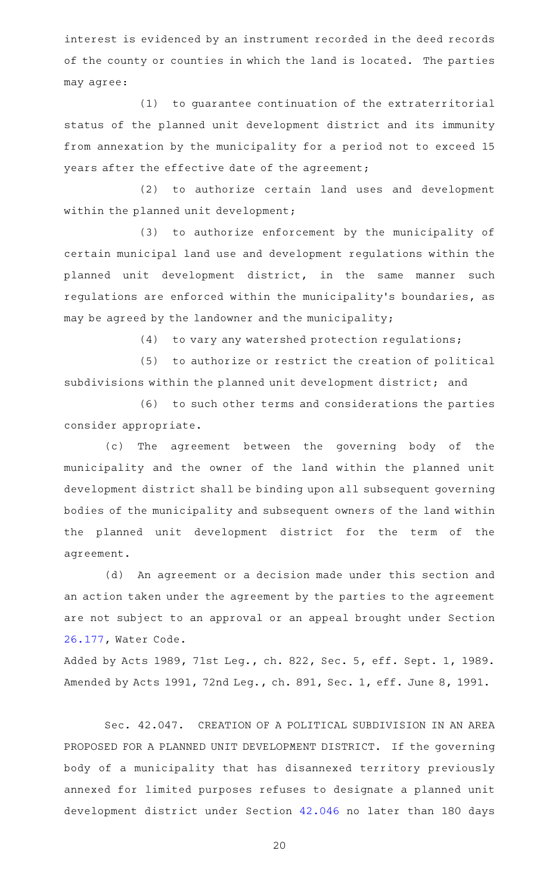interest is evidenced by an instrument recorded in the deed records of the county or counties in which the land is located. The parties may agree:

(1) to guarantee continuation of the extraterritorial status of the planned unit development district and its immunity from annexation by the municipality for a period not to exceed 15 years after the effective date of the agreement;

(2) to authorize certain land uses and development within the planned unit development;

(3) to authorize enforcement by the municipality of certain municipal land use and development regulations within the planned unit development district, in the same manner such regulations are enforced within the municipality's boundaries, as may be agreed by the landowner and the municipality;

(4) to vary any watershed protection regulations;

(5) to authorize or restrict the creation of political subdivisions within the planned unit development district; and

(6) to such other terms and considerations the parties consider appropriate.

(c) The agreement between the governing body of the municipality and the owner of the land within the planned unit development district shall be binding upon all subsequent governing bodies of the municipality and subsequent owners of the land within the planned unit development district for the term of the agreement.

(d) An agreement or a decision made under this section and an action taken under the agreement by the parties to the agreement are not subject to an approval or an appeal brought under Section 26.177, Water Code.

Added by Acts 1989, 71st Leg., ch. 822, Sec. 5, eff. Sept. 1, 1989. Amended by Acts 1991, 72nd Leg., ch. 891, Sec. 1, eff. June 8, 1991.

Sec. 42.047. CREATION OF A POLITICAL SUBDIVISION IN AN AREA PROPOSED FOR A PLANNED UNIT DEVELOPMENT DISTRICT. If the governing body of a municipality that has disannexed territory previously annexed for limited purposes refuses to designate a planned unit development district under Section 42.046 no later than 180 days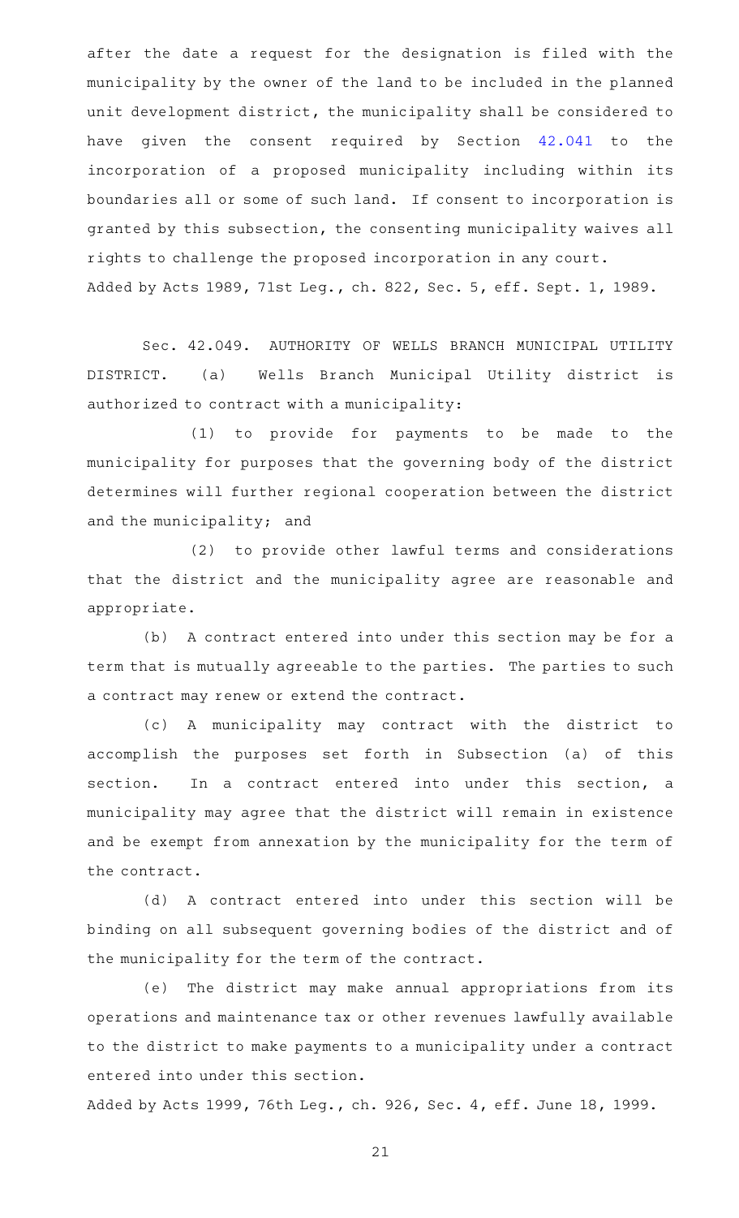after the date a request for the designation is filed with the municipality by the owner of the land to be included in the planned unit development district, the municipality shall be considered to have given the consent required by Section 42.041 to the incorporation of a proposed municipality including within its boundaries all or some of such land. If consent to incorporation is granted by this subsection, the consenting municipality waives all rights to challenge the proposed incorporation in any court.

Added by Acts 1989, 71st Leg., ch. 822, Sec. 5, eff. Sept. 1, 1989.

Sec. 42.049. AUTHORITY OF WELLS BRANCH MUNICIPAL UTILITY DISTRICT. (a) Wells Branch Municipal Utility district is authorized to contract with a municipality:

(1) to provide for payments to be made to the municipality for purposes that the governing body of the district determines will further regional cooperation between the district and the municipality; and

(2) to provide other lawful terms and considerations that the district and the municipality agree are reasonable and appropriate.

(b) A contract entered into under this section may be for a term that is mutually agreeable to the parties. The parties to such a contract may renew or extend the contract.

(c) A municipality may contract with the district to accomplish the purposes set forth in Subsection (a) of this section. In a contract entered into under this section, a municipality may agree that the district will remain in existence and be exempt from annexation by the municipality for the term of the contract.

(d) A contract entered into under this section will be binding on all subsequent governing bodies of the district and of the municipality for the term of the contract.

(e) The district may make annual appropriations from its operations and maintenance tax or other revenues lawfully available to the district to make payments to a municipality under a contract entered into under this section.

Added by Acts 1999, 76th Leg., ch. 926, Sec. 4, eff. June 18, 1999.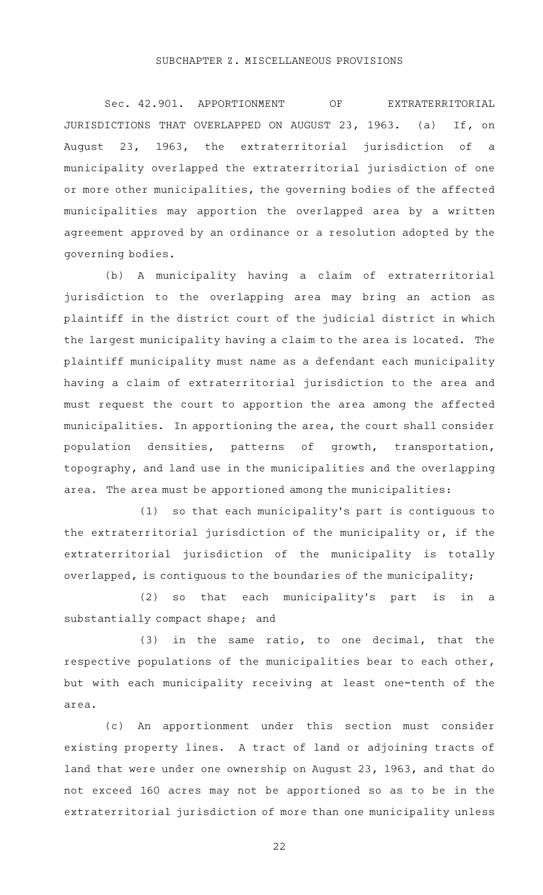## SUBCHAPTER Z. MISCELLANEOUS PROVISIONS

Sec. 42.901. APPORTIONMENT OF EXTRATERRITORIAL JURISDICTIONS THAT OVERLAPPED ON AUGUST 23, 1963. (a) If, on August 23, 1963, the extraterritorial jurisdiction of a municipality overlapped the extraterritorial jurisdiction of one or more other municipalities, the governing bodies of the affected municipalities may apportion the overlapped area by a written agreement approved by an ordinance or a resolution adopted by the governing bodies.

(b) A municipality having a claim of extraterritorial jurisdiction to the overlapping area may bring an action as plaintiff in the district court of the judicial district in which the largest municipality having a claim to the area is located. The plaintiff municipality must name as a defendant each municipality having a claim of extraterritorial jurisdiction to the area and must request the court to apportion the area among the affected municipalities. In apportioning the area, the court shall consider population densities, patterns of growth, transportation, topography, and land use in the municipalities and the overlapping area. The area must be apportioned among the municipalities:

(1) so that each municipality's part is contiguous to the extraterritorial jurisdiction of the municipality or, if the extraterritorial jurisdiction of the municipality is totally overlapped, is contiguous to the boundaries of the municipality;

(2) so that each municipality's part is in a substantially compact shape; and

(3) in the same ratio, to one decimal, that the respective populations of the municipalities bear to each other, but with each municipality receiving at least one-tenth of the area.

(c) An apportionment under this section must consider existing property lines. A tract of land or adjoining tracts of land that were under one ownership on August 23, 1963, and that do not exceed 160 acres may not be apportioned so as to be in the extraterritorial jurisdiction of more than one municipality unless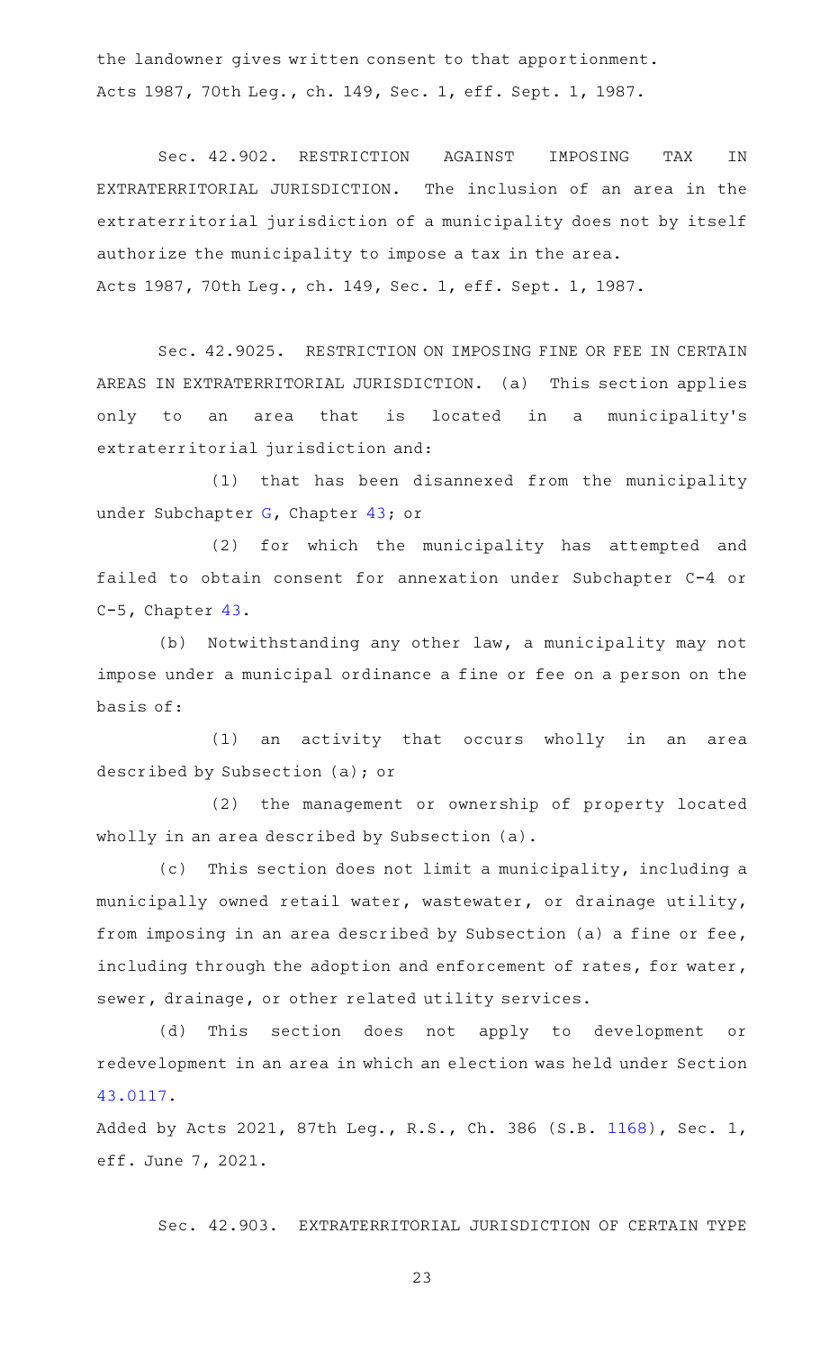the landowner gives written consent to that apportionment.
Acts 1987, 70th Leg., ch. 149, Sec. 1, eff. Sept. 1, 1987.

Sec. 42.902. RESTRICTION AGAINST IMPOSING TAX IN EXTRATERRITORIAL JURISDICTION. The inclusion of an area in the extraterritorial jurisdiction of a municipality does not by itself authorize the municipality to impose a tax in the area.
Acts 1987, 70th Leg., ch. 149, Sec. 1, eff. Sept. 1, 1987.

Sec. 42.9025. RESTRICTION ON IMPOSING FINE OR FEE IN CERTAIN AREAS IN EXTRATERRITORIAL JURISDICTION. (a) This section applies only to an area that is located in a municipality's extraterritorial jurisdiction and:

(1) that has been disannexed from the municipality under Subchapter G, Chapter 43; or

(2) for which the municipality has attempted and failed to obtain consent for annexation under Subchapter C-4 or C-5, Chapter 43.

(b) Notwithstanding any other law, a municipality may not impose under a municipal ordinance a fine or fee on a person on the basis of:

(1) an activity that occurs wholly in an area described by Subsection (a); or

(2) the management or ownership of property located wholly in an area described by Subsection (a).

(c) This section does not limit a municipality, including a municipally owned retail water, wastewater, or drainage utility, from imposing in an area described by Subsection (a) a fine or fee, including through the adoption and enforcement of rates, for water, sewer, drainage, or other related utility services.

(d) This section does not apply to development or redevelopment in an area in which an election was held under Section 43.0117.

Added by Acts 2021, 87th Leg., R.S., Ch. 386 (S.B. 1168), Sec. 1, eff. June 7, 2021.

Sec. 42.903. EXTRATERRITORIAL JURISDICTION OF CERTAIN TYPE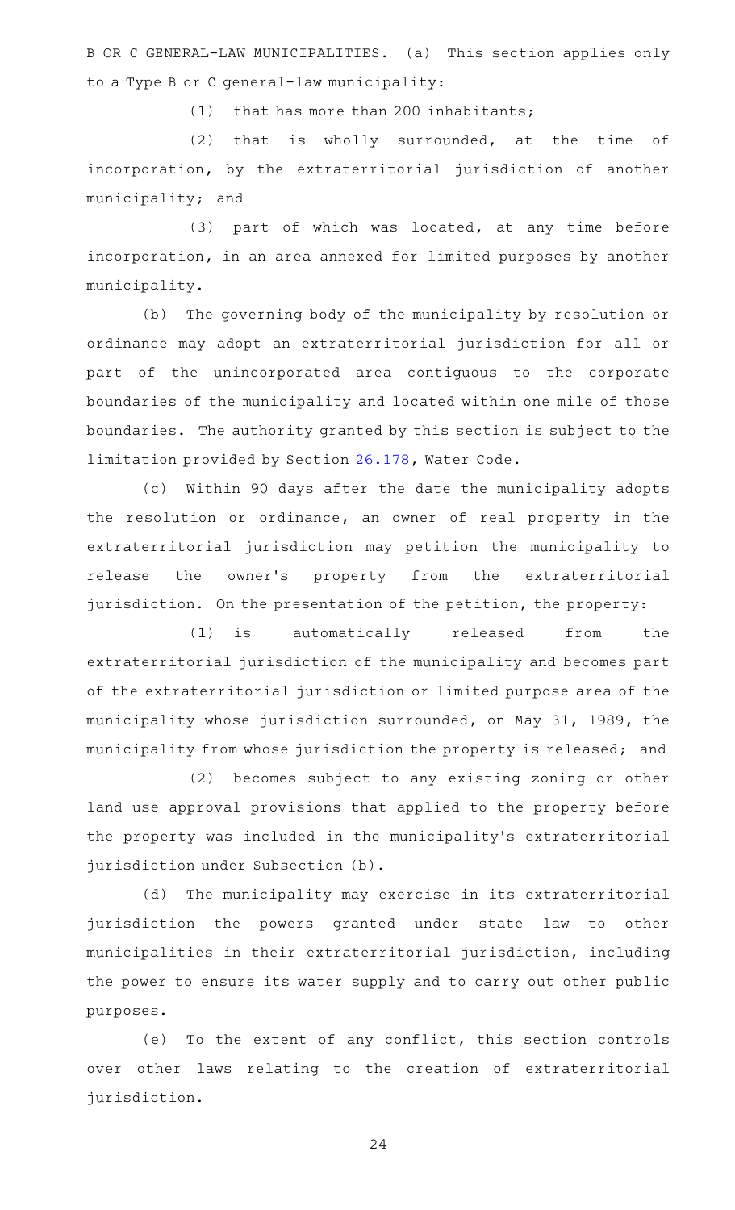B OR C GENERAL-LAW MUNICIPALITIES. (a) This section applies only to a Type B or C general-law municipality:

(1) that has more than 200 inhabitants;

(2) that is wholly surrounded, at the time of incorporation, by the extraterritorial jurisdiction of another municipality; and

(3) part of which was located, at any time before incorporation, in an area annexed for limited purposes by another municipality.

(b) The governing body of the municipality by resolution or ordinance may adopt an extraterritorial jurisdiction for all or part of the unincorporated area contiguous to the corporate boundaries of the municipality and located within one mile of those boundaries. The authority granted by this section is subject to the limitation provided by Section 26.178, Water Code.

(c) Within 90 days after the date the municipality adopts the resolution or ordinance, an owner of real property in the extraterritorial jurisdiction may petition the municipality to release the owner's property from the extraterritorial jurisdiction. On the presentation of the petition, the property:

(1) is automatically released from the extraterritorial jurisdiction of the municipality and becomes part of the extraterritorial jurisdiction or limited purpose area of the municipality whose jurisdiction surrounded, on May 31, 1989, the municipality from whose jurisdiction the property is released; and

(2) becomes subject to any existing zoning or other land use approval provisions that applied to the property before the property was included in the municipality's extraterritorial jurisdiction under Subsection (b).

(d) The municipality may exercise in its extraterritorial jurisdiction the powers granted under state law to other municipalities in their extraterritorial jurisdiction, including the power to ensure its water supply and to carry out other public purposes.

(e) To the extent of any conflict, this section controls over other laws relating to the creation of extraterritorial jurisdiction.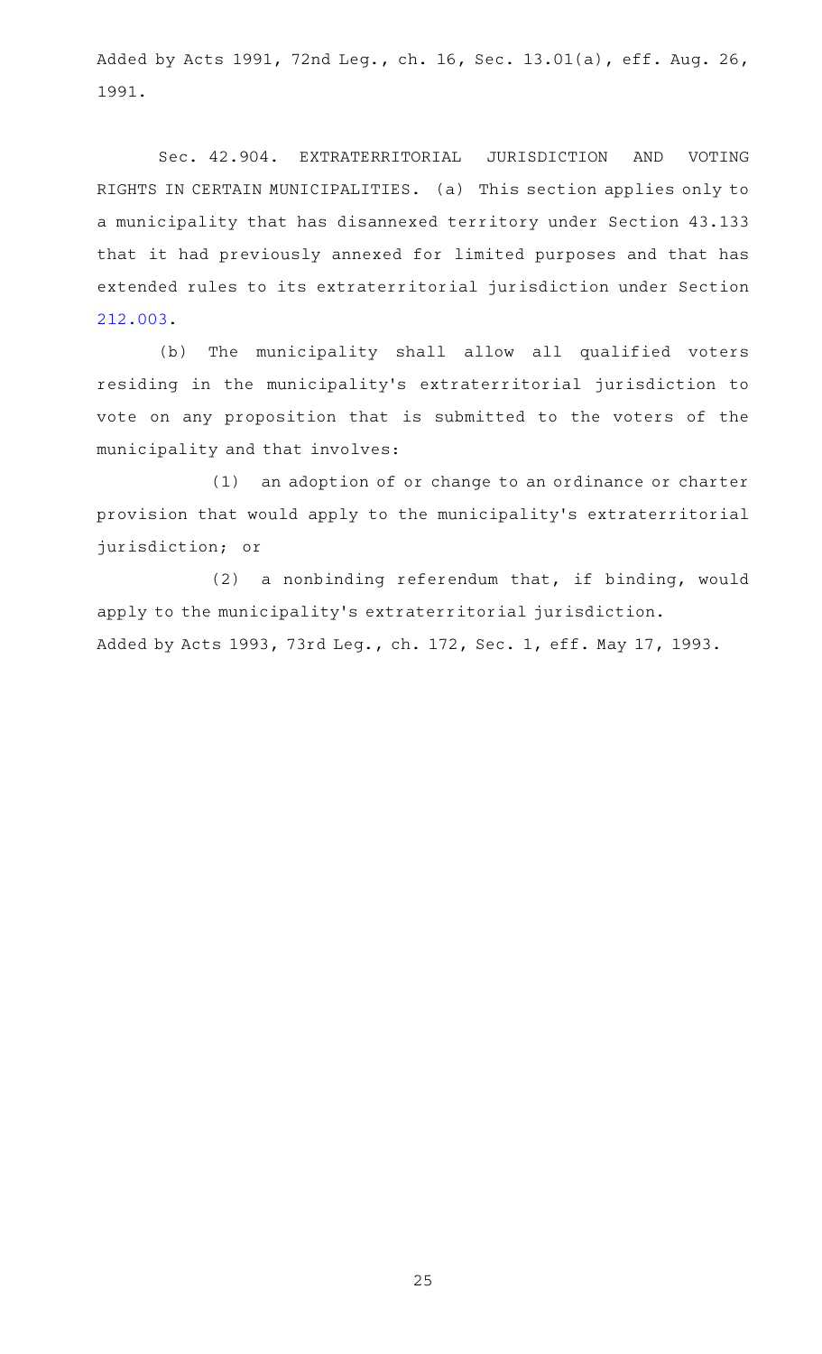Added by Acts 1991, 72nd Leg., ch. 16, Sec. 13.01(a), eff. Aug. 26, 1991.

Sec. 42.904. EXTRATERRITORIAL JURISDICTION AND VOTING RIGHTS IN CERTAIN MUNICIPALITIES. (a) This section applies only to a municipality that has disannexed territory under Section 43.133 that it had previously annexed for limited purposes and that has extended rules to its extraterritorial jurisdiction under Section 212.003.

(b) The municipality shall allow all qualified voters residing in the municipality's extraterritorial jurisdiction to vote on any proposition that is submitted to the voters of the municipality and that involves:

(1) an adoption of or change to an ordinance or charter provision that would apply to the municipality's extraterritorial jurisdiction; or

(2) a nonbinding referendum that, if binding, would apply to the municipality's extraterritorial jurisdiction.

Added by Acts 1993, 73rd Leg., ch. 172, Sec. 1, eff. May 17, 1993.